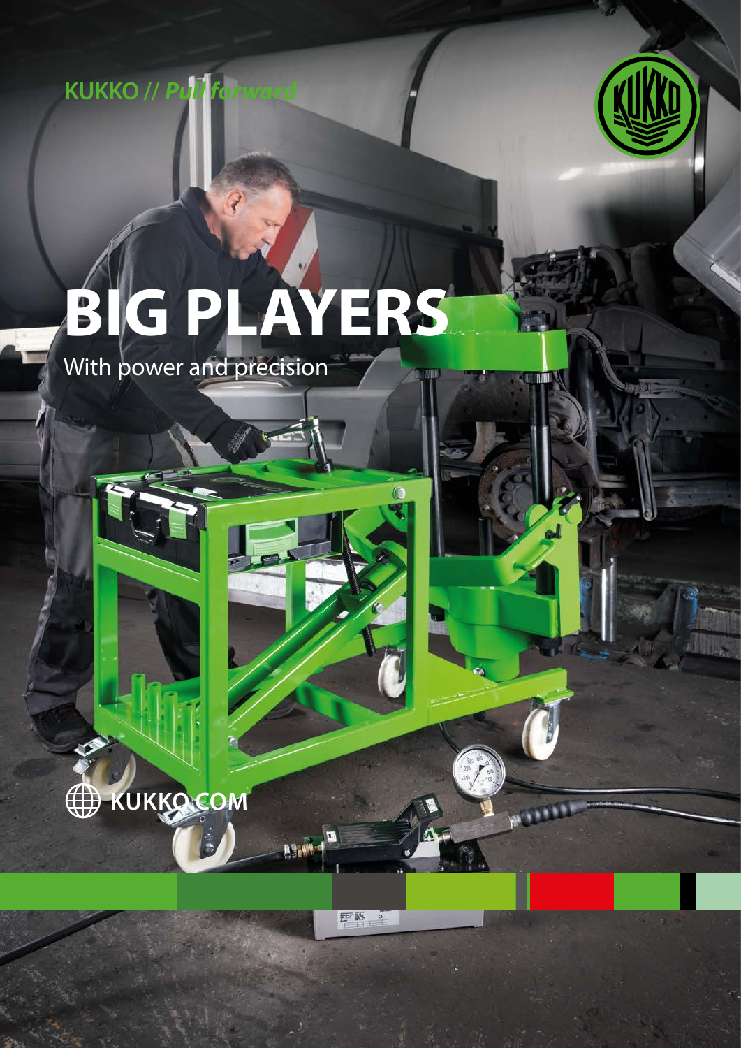KUKKO // *Pull forward*

# BIG PLAYERS

With power and precision

KUKKO.COM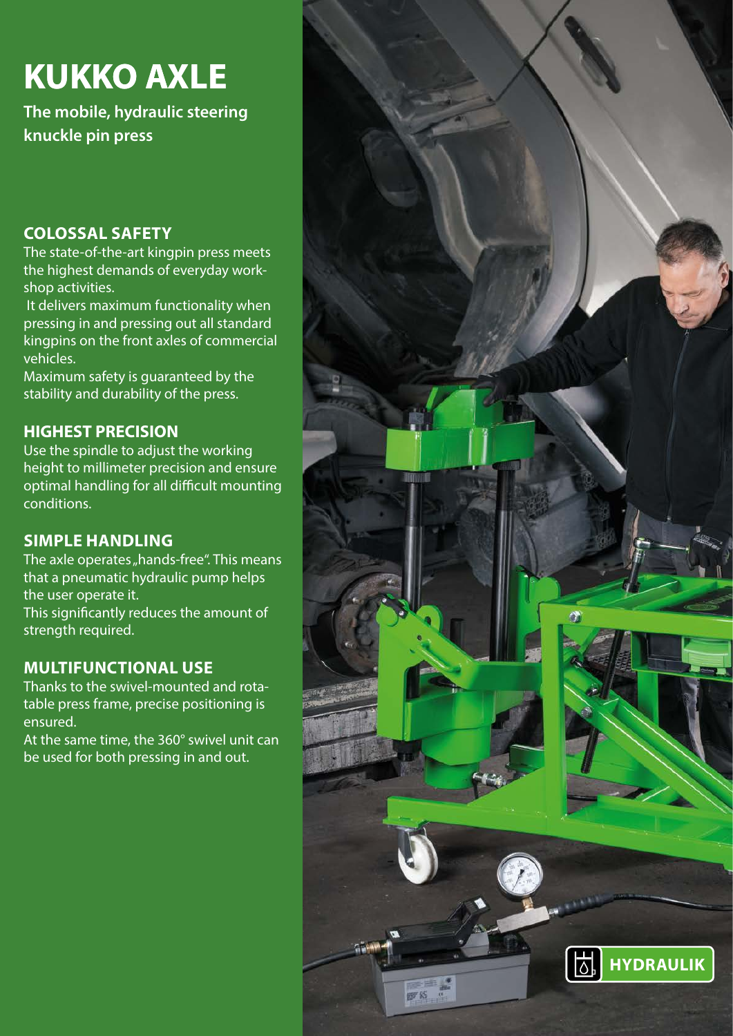# KUKKO AXLE

**The mobile, hydraulic steering knuckle pin press**

## COLOSSAL SAFETY

The state-of-the-art kingpin press meets the highest demands of everyday workshop activities.

It delivers maximum functionality when pressing in and pressing out all standard kingpins on the front axles of commercial vehicles.

Maximum safety is guaranteed by the stability and durability of the press.

## HIGHEST PRECISION

Use the spindle to adjust the working height to millimeter precision and ensure optimal handling for all difficult mounting conditions.

## SIMPLE HANDLING

The axle operates „hands-free". This means that a pneumatic hydraulic pump helps the user operate it.

This significantly reduces the amount of strength required.

## MULTIFUNCTIONAL USE

Thanks to the swivel-mounted and rotatable press frame, precise positioning is ensured.

At the same time, the 360° swivel unit can be used for both pressing in and out.

HYDRAULIK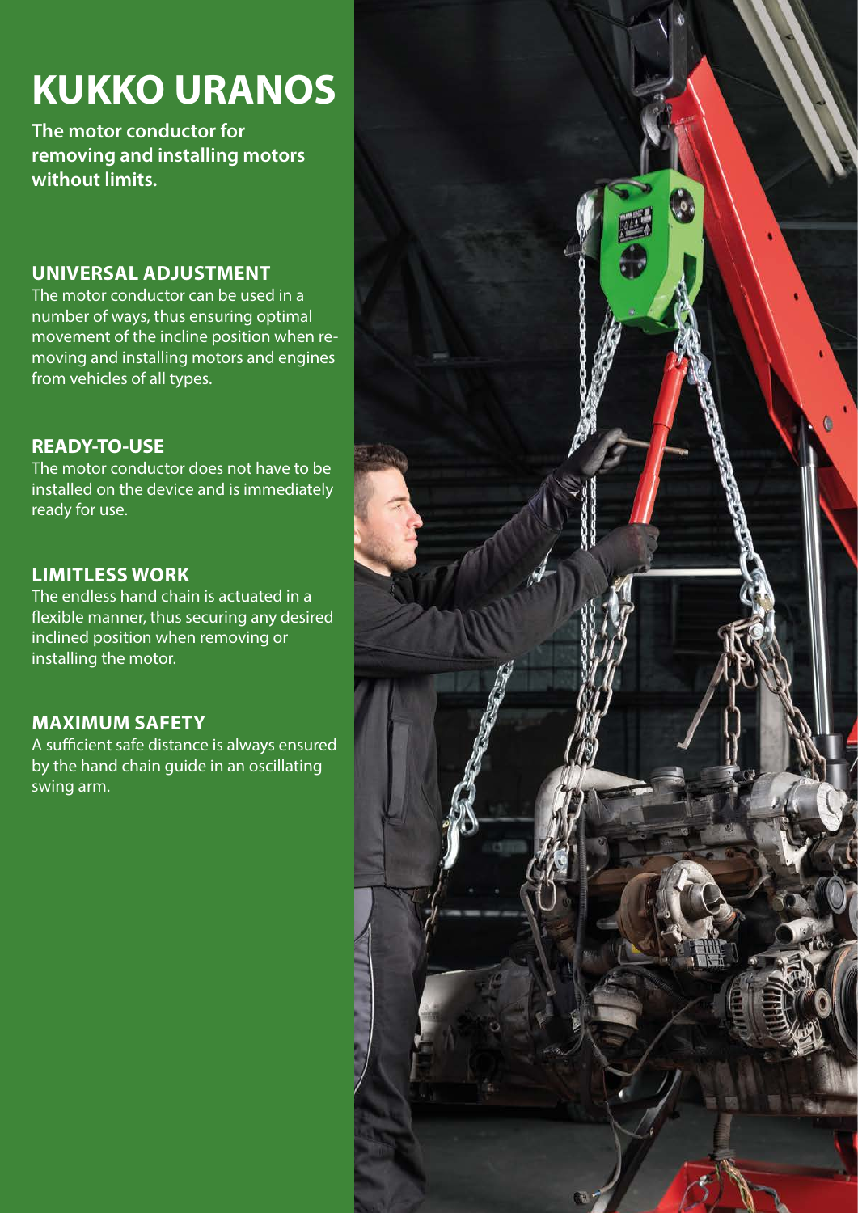# KUKKO URANOS

**The motor conductor for removing and installing motors without limits.**

## UNIVERSAL ADJUSTMENT

The motor conductor can be used in a number of ways, thus ensuring optimal movement of the incline position when removing and installing motors and engines from vehicles of all types.

## READY-TO-USE

The motor conductor does not have to be installed on the device and is immediately ready for use.

## LIMITLESS WORK

The endless hand chain is actuated in a flexible manner, thus securing any desired inclined position when removing or installing the motor.

## MAXIMUM SAFETY

A sufficient safe distance is always ensured by the hand chain guide in an oscillating swing arm.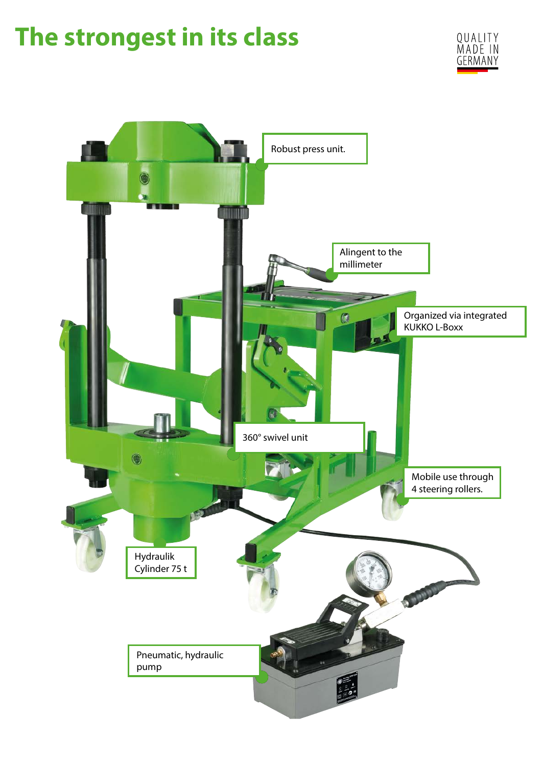# The strongest in its class

QUALITY MADE IN GERMANY

Robust press unit.

Alingent to the millimeter

Organized via integrated KUKKO L-Boxx

360° swivel unit

Mobile use through 4 steering rollers.

Hydraulik Cylinder 75 t

Pneumatic, hydraulic pump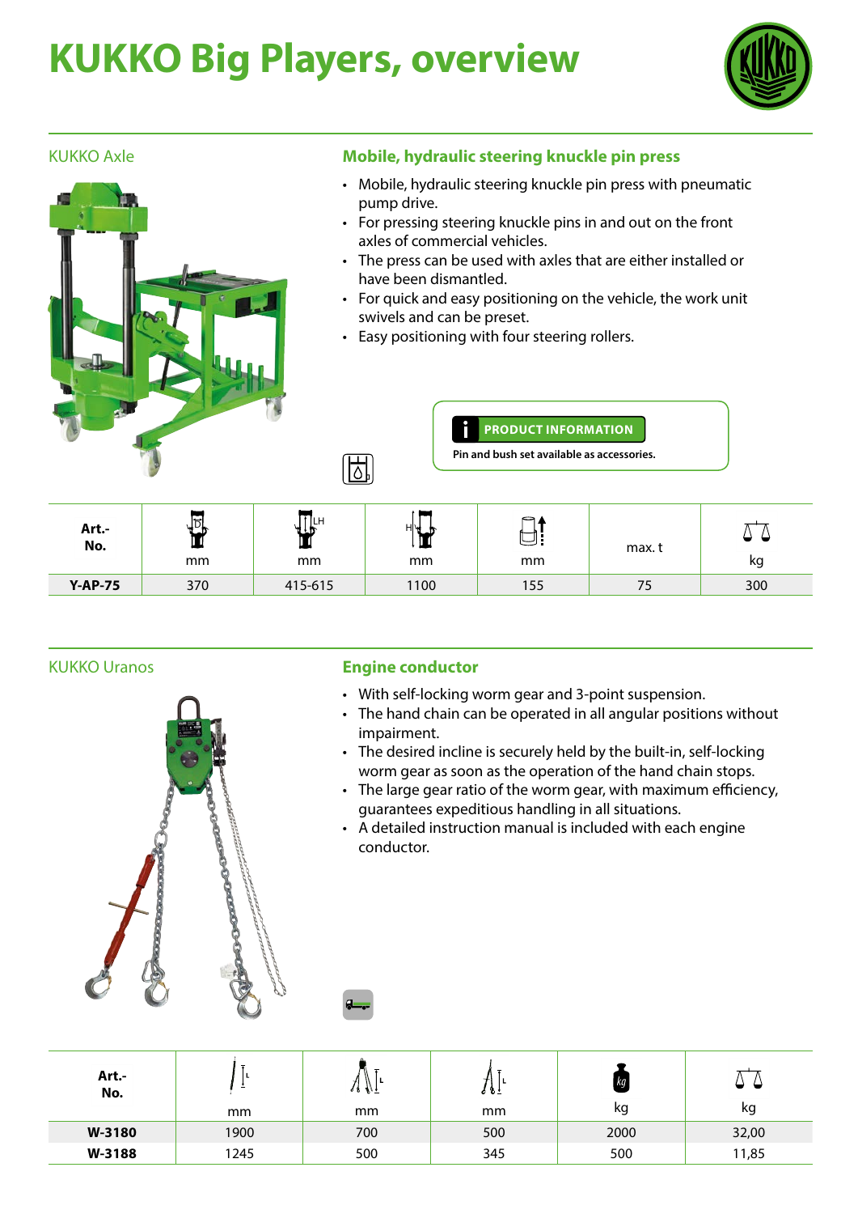# KUKKO Big Players, overview

## KUKKO Axle

### Mobile, hydraulic steering knuckle pin press

- Mobile, hydraulic steering knuckle pin press with pneumatic pump drive.
- For pressing steering knuckle pins in and out on the front axles of commercial vehicles.
- The press can be used with axles that are either installed or have been dismantled.
- For quick and easy positioning on the vehicle, the work unit swivels and can be preset.
- Easy positioning with four steering rollers.

**PRODUCT INFORMATION**

Pin and bush set available as accessories.

| Art.-No. | D mm | LH mm | H mm | mm | max. t | kg |
|---|---|---|---|---|---|---|
| Y-AP-75 | 370 | 415-615 | 1100 | 155 | 75 | 300 |

## KUKKO Uranos

### Engine conductor

- With self-locking worm gear and 3-point suspension.
- The hand chain can be operated in all angular positions without impairment.
- The desired incline is securely held by the built-in, self-locking worm gear as soon as the operation of the hand chain stops.
- The large gear ratio of the worm gear, with maximum efficiency, guarantees expeditious handling in all situations.
- A detailed instruction manual is included with each engine conductor.

| Art.-No. | L mm | L mm | L mm | kg | kg |
|---|---|---|---|---|---|
| W-3180 | 1900 | 700 | 500 | 2000 | 32,00 |
| W-3188 | 1245 | 500 | 345 | 500 | 11,85 |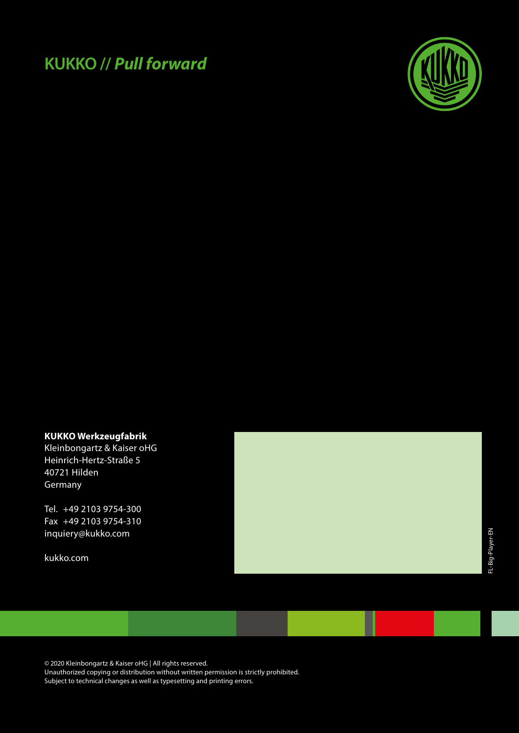# KUKKO // *Pull forward*

**KUKKO Werkzeugfabrik**
Kleinbongartz & Kaiser oHG
Heinrich-Hertz-Straße 5
40721 Hilden
Germany

Tel. +49 2103 9754-300
Fax +49 2103 9754-310
inquiery@kukko.com

kukko.com

FL-Big-Player-EN

© 2020 Kleinbongartz & Kaiser oHG | All rights reserved.
Unauthorized copying or distribution without written permission is strictly prohibited.
Subject to technical changes as well as typesetting and printing errors.